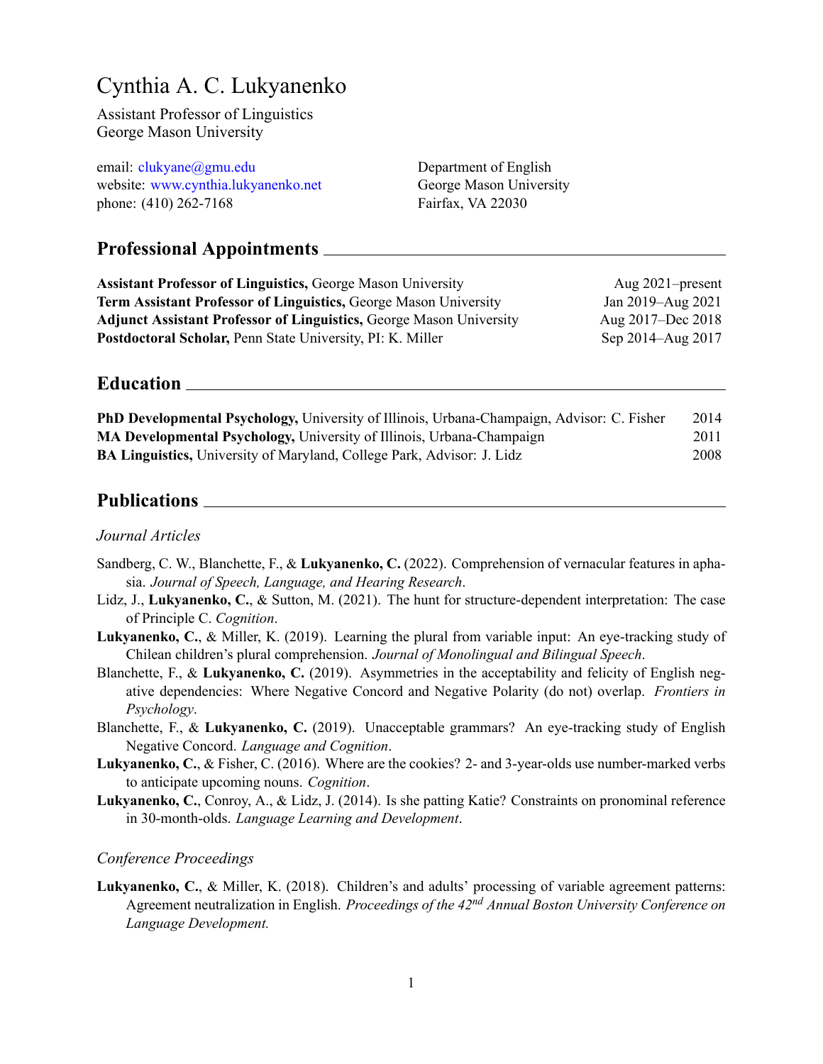# Cynthia A. C. Lukyanenko

Assistant Professor of Linguistics
George Mason University

email: clukyane@gmu.edu
website: www.cynthia.lukyanenko.net
phone: (410) 262-7168

Department of English
George Mason University
Fairfax, VA 22030

## Professional Appointments

**Assistant Professor of Linguistics,** George Mason University — Aug 2021–present
**Term Assistant Professor of Linguistics,** George Mason University — Jan 2019–Aug 2021
**Adjunct Assistant Professor of Linguistics,** George Mason University — Aug 2017–Dec 2018
**Postdoctoral Scholar,** Penn State University, PI: K. Miller — Sep 2014–Aug 2017

## Education

**PhD Developmental Psychology,** University of Illinois, Urbana-Champaign, Advisor: C. Fisher — 2014
**MA Developmental Psychology,** University of Illinois, Urbana-Champaign — 2011
**BA Linguistics,** University of Maryland, College Park, Advisor: J. Lidz — 2008

## Publications

### *Journal Articles*

Sandberg, C. W., Blanchette, F., & **Lukyanenko, C.** (2022). Comprehension of vernacular features in aphasia. *Journal of Speech, Language, and Hearing Research*.

Lidz, J., **Lukyanenko, C.**, & Sutton, M. (2021). The hunt for structure-dependent interpretation: The case of Principle C. *Cognition*.

**Lukyanenko, C.**, & Miller, K. (2019). Learning the plural from variable input: An eye-tracking study of Chilean children's plural comprehension. *Journal of Monolingual and Bilingual Speech*.

Blanchette, F., & **Lukyanenko, C.** (2019). Asymmetries in the acceptability and felicity of English negative dependencies: Where Negative Concord and Negative Polarity (do not) overlap. *Frontiers in Psychology*.

Blanchette, F., & **Lukyanenko, C.** (2019). Unacceptable grammars? An eye-tracking study of English Negative Concord. *Language and Cognition*.

**Lukyanenko, C.**, & Fisher, C. (2016). Where are the cookies? 2- and 3-year-olds use number-marked verbs to anticipate upcoming nouns. *Cognition*.

**Lukyanenko, C.**, Conroy, A., & Lidz, J. (2014). Is she patting Katie? Constraints on pronominal reference in 30-month-olds. *Language Learning and Development*.

### *Conference Proceedings*

**Lukyanenko, C.**, & Miller, K. (2018). Children's and adults' processing of variable agreement patterns: Agreement neutralization in English. *Proceedings of the 42nd Annual Boston University Conference on Language Development.*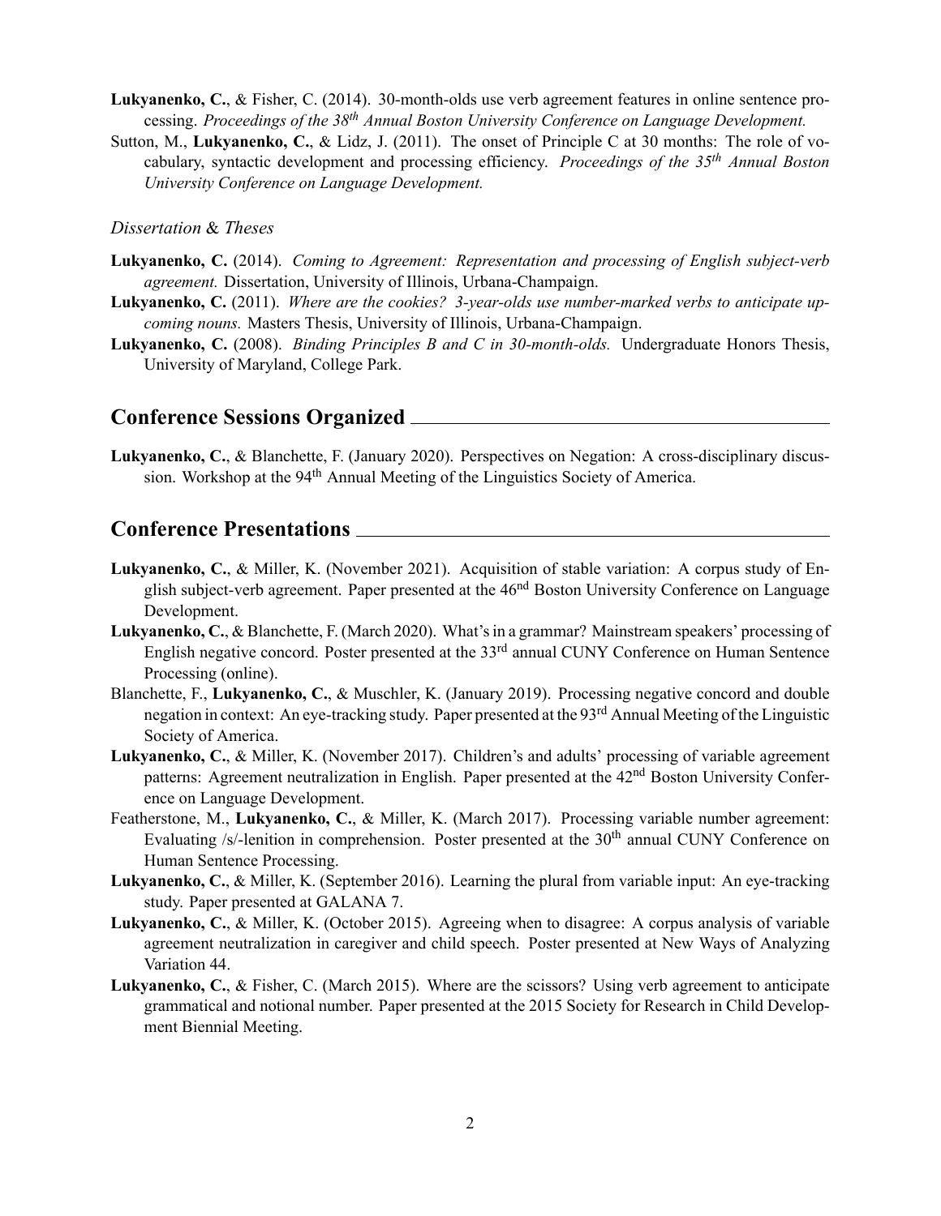**Lukyanenko, C.**, & Fisher, C. (2014). 30-month-olds use verb agreement features in online sentence processing. *Proceedings of the 38th Annual Boston University Conference on Language Development.*

Sutton, M., **Lukyanenko, C.**, & Lidz, J. (2011). The onset of Principle C at 30 months: The role of vocabulary, syntactic development and processing efficiency. *Proceedings of the 35th Annual Boston University Conference on Language Development.*

*Dissertation & Theses*

**Lukyanenko, C.** (2014). *Coming to Agreement: Representation and processing of English subject-verb agreement.* Dissertation, University of Illinois, Urbana-Champaign.

**Lukyanenko, C.** (2011). *Where are the cookies? 3-year-olds use number-marked verbs to anticipate upcoming nouns.* Masters Thesis, University of Illinois, Urbana-Champaign.

**Lukyanenko, C.** (2008). *Binding Principles B and C in 30-month-olds.* Undergraduate Honors Thesis, University of Maryland, College Park.

## Conference Sessions Organized

**Lukyanenko, C.**, & Blanchette, F. (January 2020). Perspectives on Negation: A cross-disciplinary discussion. Workshop at the 94th Annual Meeting of the Linguistics Society of America.

## Conference Presentations

**Lukyanenko, C.**, & Miller, K. (November 2021). Acquisition of stable variation: A corpus study of English subject-verb agreement. Paper presented at the 46nd Boston University Conference on Language Development.

**Lukyanenko, C.**, & Blanchette, F. (March 2020). What's in a grammar? Mainstream speakers' processing of English negative concord. Poster presented at the 33rd annual CUNY Conference on Human Sentence Processing (online).

Blanchette, F., **Lukyanenko, C.**, & Muschler, K. (January 2019). Processing negative concord and double negation in context: An eye-tracking study. Paper presented at the 93rd Annual Meeting of the Linguistic Society of America.

**Lukyanenko, C.**, & Miller, K. (November 2017). Children's and adults' processing of variable agreement patterns: Agreement neutralization in English. Paper presented at the 42nd Boston University Conference on Language Development.

Featherstone, M., **Lukyanenko, C.**, & Miller, K. (March 2017). Processing variable number agreement: Evaluating /s/-lenition in comprehension. Poster presented at the 30th annual CUNY Conference on Human Sentence Processing.

**Lukyanenko, C.**, & Miller, K. (September 2016). Learning the plural from variable input: An eye-tracking study. Paper presented at GALANA 7.

**Lukyanenko, C.**, & Miller, K. (October 2015). Agreeing when to disagree: A corpus analysis of variable agreement neutralization in caregiver and child speech. Poster presented at New Ways of Analyzing Variation 44.

**Lukyanenko, C.**, & Fisher, C. (March 2015). Where are the scissors? Using verb agreement to anticipate grammatical and notional number. Paper presented at the 2015 Society for Research in Child Development Biennial Meeting.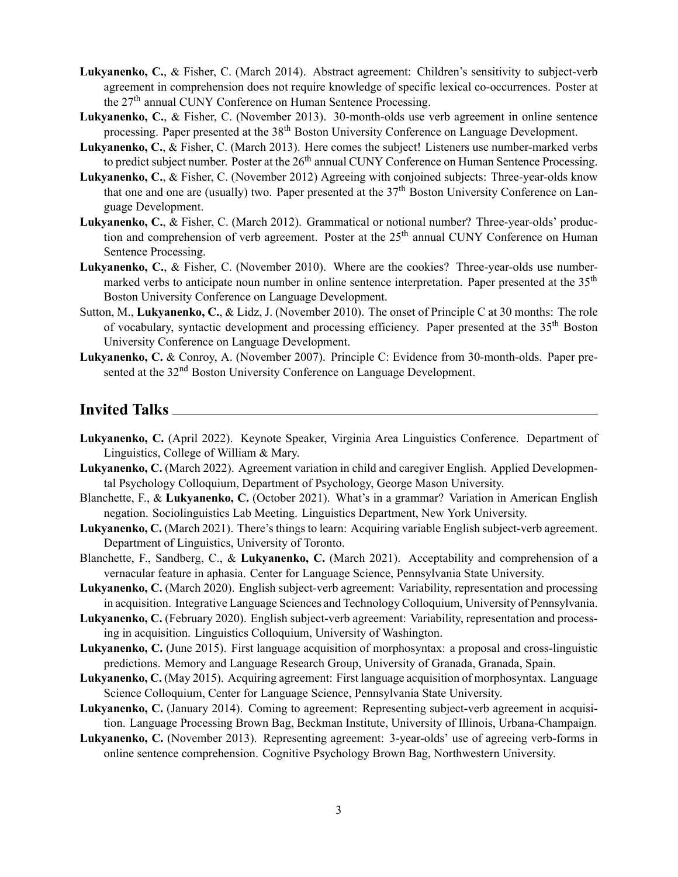**Lukyanenko, C.**, & Fisher, C. (March 2014). Abstract agreement: Children's sensitivity to subject-verb agreement in comprehension does not require knowledge of specific lexical co-occurrences. Poster at the 27th annual CUNY Conference on Human Sentence Processing.

**Lukyanenko, C.**, & Fisher, C. (November 2013). 30-month-olds use verb agreement in online sentence processing. Paper presented at the 38th Boston University Conference on Language Development.

**Lukyanenko, C.**, & Fisher, C. (March 2013). Here comes the subject! Listeners use number-marked verbs to predict subject number. Poster at the 26th annual CUNY Conference on Human Sentence Processing.

**Lukyanenko, C.**, & Fisher, C. (November 2012) Agreeing with conjoined subjects: Three-year-olds know that one and one are (usually) two. Paper presented at the 37th Boston University Conference on Language Development.

**Lukyanenko, C.**, & Fisher, C. (March 2012). Grammatical or notional number? Three-year-olds' production and comprehension of verb agreement. Poster at the 25th annual CUNY Conference on Human Sentence Processing.

**Lukyanenko, C.**, & Fisher, C. (November 2010). Where are the cookies? Three-year-olds use number-marked verbs to anticipate noun number in online sentence interpretation. Paper presented at the 35th Boston University Conference on Language Development.

Sutton, M., **Lukyanenko, C.**, & Lidz, J. (November 2010). The onset of Principle C at 30 months: The role of vocabulary, syntactic development and processing efficiency. Paper presented at the 35th Boston University Conference on Language Development.

**Lukyanenko, C.** & Conroy, A. (November 2007). Principle C: Evidence from 30-month-olds. Paper presented at the 32nd Boston University Conference on Language Development.

## Invited Talks

**Lukyanenko, C.** (April 2022). Keynote Speaker, Virginia Area Linguistics Conference. Department of Linguistics, College of William & Mary.

**Lukyanenko, C.** (March 2022). Agreement variation in child and caregiver English. Applied Developmental Psychology Colloquium, Department of Psychology, George Mason University.

Blanchette, F., & **Lukyanenko, C.** (October 2021). What's in a grammar? Variation in American English negation. Sociolinguistics Lab Meeting. Linguistics Department, New York University.

**Lukyanenko, C.** (March 2021). There's things to learn: Acquiring variable English subject-verb agreement. Department of Linguistics, University of Toronto.

Blanchette, F., Sandberg, C., & **Lukyanenko, C.** (March 2021). Acceptability and comprehension of a vernacular feature in aphasia. Center for Language Science, Pennsylvania State University.

**Lukyanenko, C.** (March 2020). English subject-verb agreement: Variability, representation and processing in acquisition. Integrative Language Sciences and Technology Colloquium, University of Pennsylvania.

**Lukyanenko, C.** (February 2020). English subject-verb agreement: Variability, representation and processing in acquisition. Linguistics Colloquium, University of Washington.

**Lukyanenko, C.** (June 2015). First language acquisition of morphosyntax: a proposal and cross-linguistic predictions. Memory and Language Research Group, University of Granada, Granada, Spain.

**Lukyanenko, C.** (May 2015). Acquiring agreement: First language acquisition of morphosyntax. Language Science Colloquium, Center for Language Science, Pennsylvania State University.

**Lukyanenko, C.** (January 2014). Coming to agreement: Representing subject-verb agreement in acquisition. Language Processing Brown Bag, Beckman Institute, University of Illinois, Urbana-Champaign.

**Lukyanenko, C.** (November 2013). Representing agreement: 3-year-olds' use of agreeing verb-forms in online sentence comprehension. Cognitive Psychology Brown Bag, Northwestern University.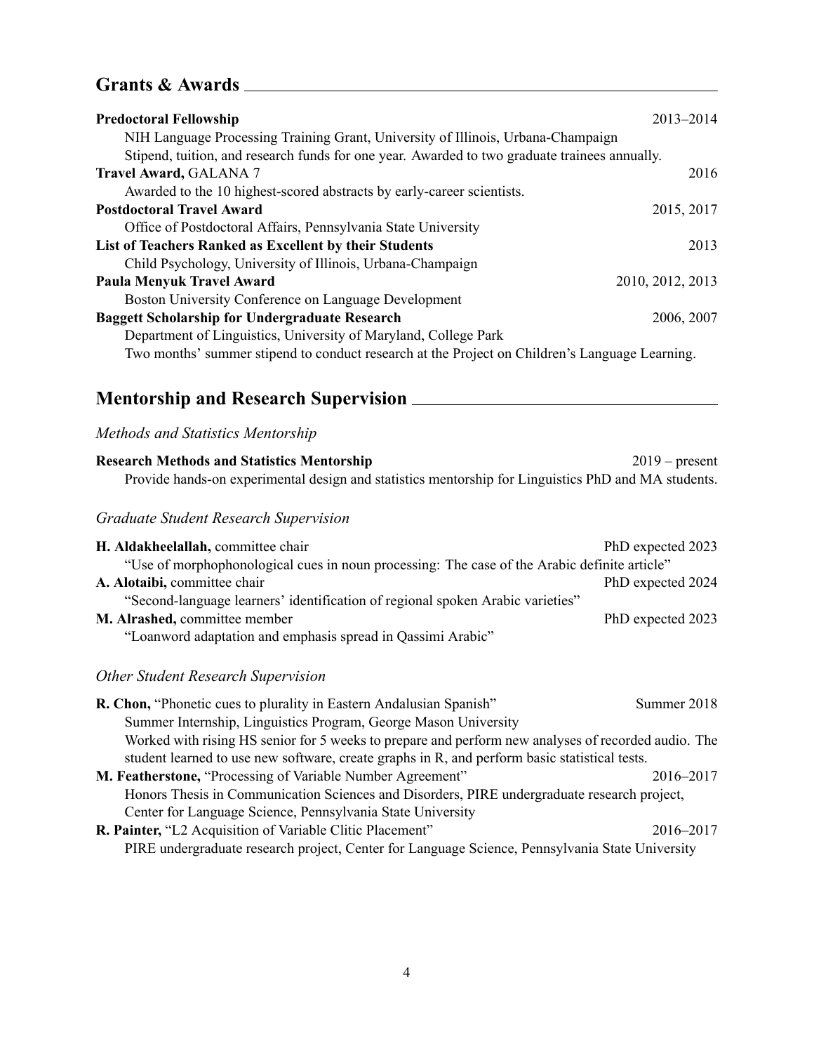## Grants & Awards

**Predoctoral Fellowship** 2013–2014
NIH Language Processing Training Grant, University of Illinois, Urbana-Champaign
Stipend, tuition, and research funds for one year. Awarded to two graduate trainees annually.

**Travel Award,** GALANA 7 2016
Awarded to the 10 highest-scored abstracts by early-career scientists.

**Postdoctoral Travel Award** 2015, 2017
Office of Postdoctoral Affairs, Pennsylvania State University

**List of Teachers Ranked as Excellent by their Students** 2013
Child Psychology, University of Illinois, Urbana-Champaign

**Paula Menyuk Travel Award** 2010, 2012, 2013
Boston University Conference on Language Development

**Baggett Scholarship for Undergraduate Research** 2006, 2007
Department of Linguistics, University of Maryland, College Park
Two months' summer stipend to conduct research at the Project on Children's Language Learning.

## Mentorship and Research Supervision

### *Methods and Statistics Mentorship*

**Research Methods and Statistics Mentorship** 2019 – present
Provide hands-on experimental design and statistics mentorship for Linguistics PhD and MA students.

### *Graduate Student Research Supervision*

**H. Aldakheelallah,** committee chair PhD expected 2023
"Use of morphophonological cues in noun processing: The case of the Arabic definite article"

**A. Alotaibi,** committee chair PhD expected 2024
"Second-language learners' identification of regional spoken Arabic varieties"

**M. Alrashed,** committee member PhD expected 2023
"Loanword adaptation and emphasis spread in Qassimi Arabic"

### *Other Student Research Supervision*

**R. Chon,** "Phonetic cues to plurality in Eastern Andalusian Spanish" Summer 2018
Summer Internship, Linguistics Program, George Mason University
Worked with rising HS senior for 5 weeks to prepare and perform new analyses of recorded audio. The student learned to use new software, create graphs in R, and perform basic statistical tests.

**M. Featherstone,** "Processing of Variable Number Agreement" 2016–2017
Honors Thesis in Communication Sciences and Disorders, PIRE undergraduate research project, Center for Language Science, Pennsylvania State University

**R. Painter,** "L2 Acquisition of Variable Clitic Placement" 2016–2017
PIRE undergraduate research project, Center for Language Science, Pennsylvania State University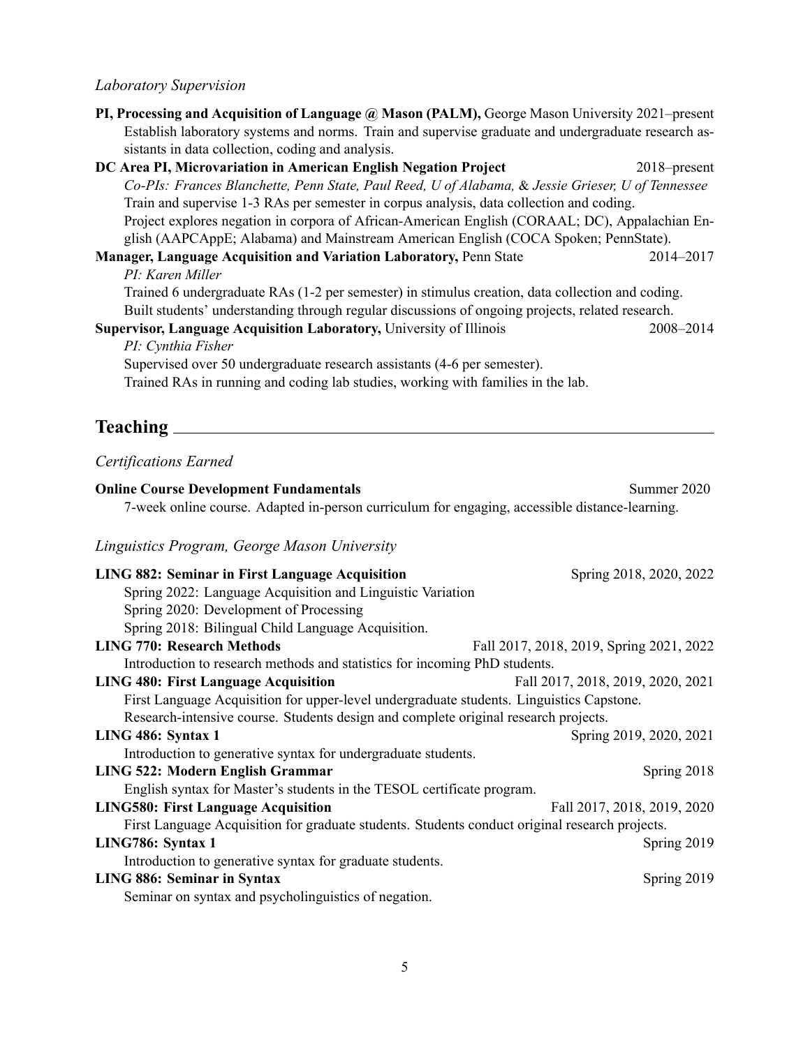*Laboratory Supervision*

**PI, Processing and Acquisition of Language @ Mason (PALM),** George Mason University 2021–present
Establish laboratory systems and norms. Train and supervise graduate and undergraduate research assistants in data collection, coding and analysis.

**DC Area PI, Microvariation in American English Negation Project** 2018–present
*Co-PIs: Frances Blanchette, Penn State, Paul Reed, U of Alabama,* & *Jessie Grieser, U of Tennessee*
Train and supervise 1-3 RAs per semester in corpus analysis, data collection and coding.
Project explores negation in corpora of African-American English (CORAAL; DC), Appalachian English (AAPCAppE; Alabama) and Mainstream American English (COCA Spoken; PennState).

**Manager, Language Acquisition and Variation Laboratory,** Penn State 2014–2017
*PI: Karen Miller*
Trained 6 undergraduate RAs (1-2 per semester) in stimulus creation, data collection and coding.
Built students' understanding through regular discussions of ongoing projects, related research.

**Supervisor, Language Acquisition Laboratory,** University of Illinois 2008–2014
*PI: Cynthia Fisher*
Supervised over 50 undergraduate research assistants (4-6 per semester).
Trained RAs in running and coding lab studies, working with families in the lab.

## Teaching

*Certifications Earned*

**Online Course Development Fundamentals** Summer 2020
7-week online course. Adapted in-person curriculum for engaging, accessible distance-learning.

*Linguistics Program, George Mason University*

**LING 882: Seminar in First Language Acquisition** Spring 2018, 2020, 2022
Spring 2022: Language Acquisition and Linguistic Variation
Spring 2020: Development of Processing
Spring 2018: Bilingual Child Language Acquisition.

**LING 770: Research Methods** Fall 2017, 2018, 2019, Spring 2021, 2022
Introduction to research methods and statistics for incoming PhD students.

**LING 480: First Language Acquisition** Fall 2017, 2018, 2019, 2020, 2021
First Language Acquisition for upper-level undergraduate students. Linguistics Capstone.
Research-intensive course. Students design and complete original research projects.

**LING 486: Syntax 1** Spring 2019, 2020, 2021
Introduction to generative syntax for undergraduate students.

**LING 522: Modern English Grammar** Spring 2018
English syntax for Master's students in the TESOL certificate program.

**LING580: First Language Acquisition** Fall 2017, 2018, 2019, 2020
First Language Acquisition for graduate students. Students conduct original research projects.

**LING786: Syntax 1** Spring 2019
Introduction to generative syntax for graduate students.

**LING 886: Seminar in Syntax** Spring 2019
Seminar on syntax and psycholinguistics of negation.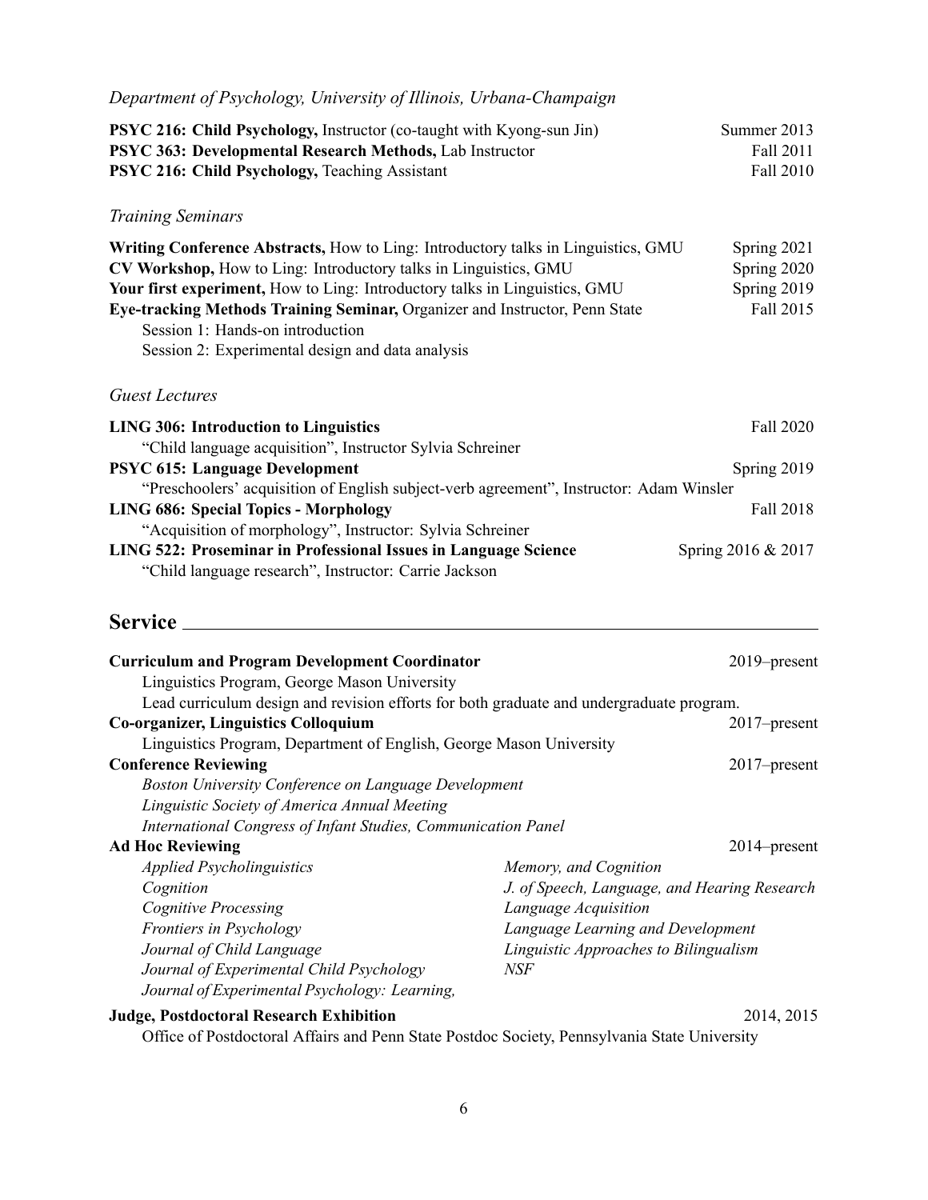*Department of Psychology, University of Illinois, Urbana-Champaign*

**PSYC 216: Child Psychology,** Instructor (co-taught with Kyong-sun Jin) — Summer 2013
**PSYC 363: Developmental Research Methods,** Lab Instructor — Fall 2011
**PSYC 216: Child Psychology,** Teaching Assistant — Fall 2010

*Training Seminars*

**Writing Conference Abstracts,** How to Ling: Introductory talks in Linguistics, GMU — Spring 2021
**CV Workshop,** How to Ling: Introductory talks in Linguistics, GMU — Spring 2020
**Your first experiment,** How to Ling: Introductory talks in Linguistics, GMU — Spring 2019
**Eye-tracking Methods Training Seminar,** Organizer and Instructor, Penn State — Fall 2015
  Session 1: Hands-on introduction
  Session 2: Experimental design and data analysis

*Guest Lectures*

**LING 306: Introduction to Linguistics** — Fall 2020
  "Child language acquisition", Instructor Sylvia Schreiner
**PSYC 615: Language Development** — Spring 2019
  "Preschoolers' acquisition of English subject-verb agreement", Instructor: Adam Winsler
**LING 686: Special Topics - Morphology** — Fall 2018
  "Acquisition of morphology", Instructor: Sylvia Schreiner
**LING 522: Proseminar in Professional Issues in Language Science** — Spring 2016 & 2017
  "Child language research", Instructor: Carrie Jackson

## Service

**Curriculum and Program Development Coordinator** — 2019–present
  Linguistics Program, George Mason University
  Lead curriculum design and revision efforts for both graduate and undergraduate program.
**Co-organizer, Linguistics Colloquium** — 2017–present
  Linguistics Program, Department of English, George Mason University
**Conference Reviewing** — 2017–present
  *Boston University Conference on Language Development*
  *Linguistic Society of America Annual Meeting*
  *International Congress of Infant Studies, Communication Panel*
**Ad Hoc Reviewing** — 2014–present
  *Applied Psycholinguistics*
  *Cognition*
  *Cognitive Processing*
  *Frontiers in Psychology*
  *Journal of Child Language*
  *Journal of Experimental Child Psychology*
  *Journal of Experimental Psychology: Learning,*
  *Memory, and Cognition*
  *J. of Speech, Language, and Hearing Research*
  *Language Acquisition*
  *Language Learning and Development*
  *Linguistic Approaches to Bilingualism*
  *NSF*
**Judge, Postdoctoral Research Exhibition** — 2014, 2015
  Office of Postdoctoral Affairs and Penn State Postdoc Society, Pennsylvania State University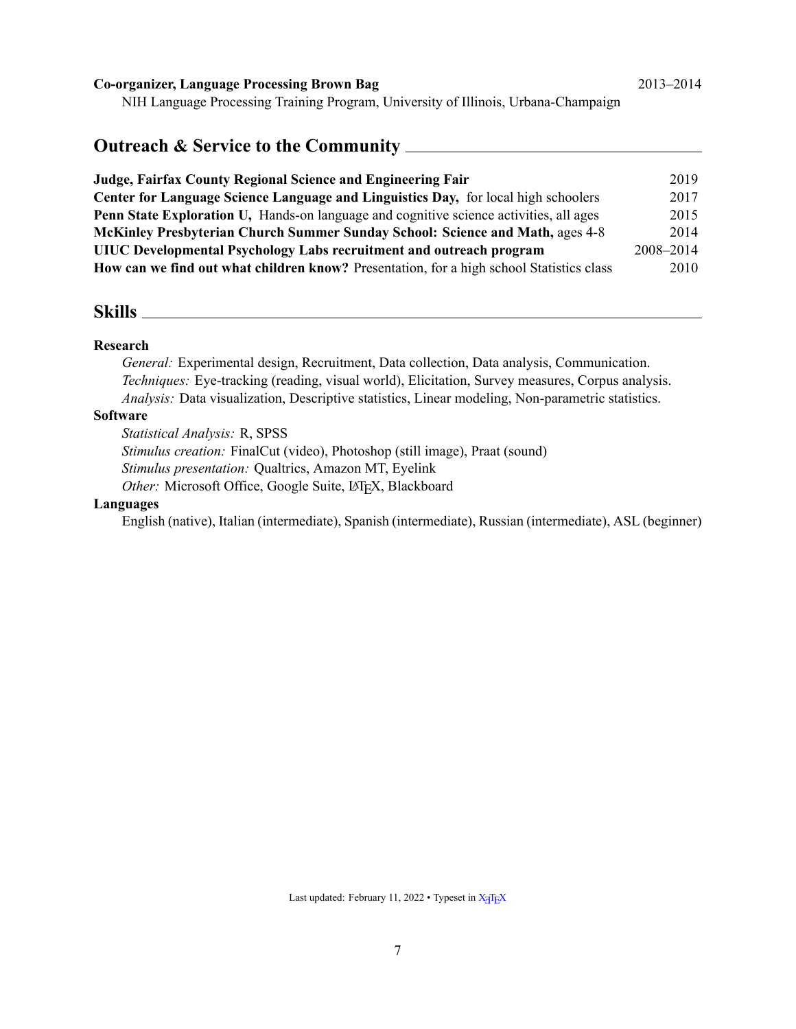**Co-organizer, Language Processing Brown Bag** 2013–2014
NIH Language Processing Training Program, University of Illinois, Urbana-Champaign

## Outreach & Service to the Community

**Judge, Fairfax County Regional Science and Engineering Fair** 2019
**Center for Language Science Language and Linguistics Day,** for local high schoolers 2017
**Penn State Exploration U,** Hands-on language and cognitive science activities, all ages 2015
**McKinley Presbyterian Church Summer Sunday School: Science and Math,** ages 4-8 2014
**UIUC Developmental Psychology Labs recruitment and outreach program** 2008–2014
**How can we find out what children know?** Presentation, for a high school Statistics class 2010

## Skills

**Research**

*General:* Experimental design, Recruitment, Data collection, Data analysis, Communication.
*Techniques:* Eye-tracking (reading, visual world), Elicitation, Survey measures, Corpus analysis.
*Analysis:* Data visualization, Descriptive statistics, Linear modeling, Non-parametric statistics.

**Software**

*Statistical Analysis:* R, SPSS
*Stimulus creation:* FinalCut (video), Photoshop (still image), Praat (sound)
*Stimulus presentation:* Qualtrics, Amazon MT, Eyelink
*Other:* Microsoft Office, Google Suite, LaTeX, Blackboard

**Languages**

English (native), Italian (intermediate), Spanish (intermediate), Russian (intermediate), ASL (beginner)

Last updated: February 11, 2022 • Typeset in XeTeX